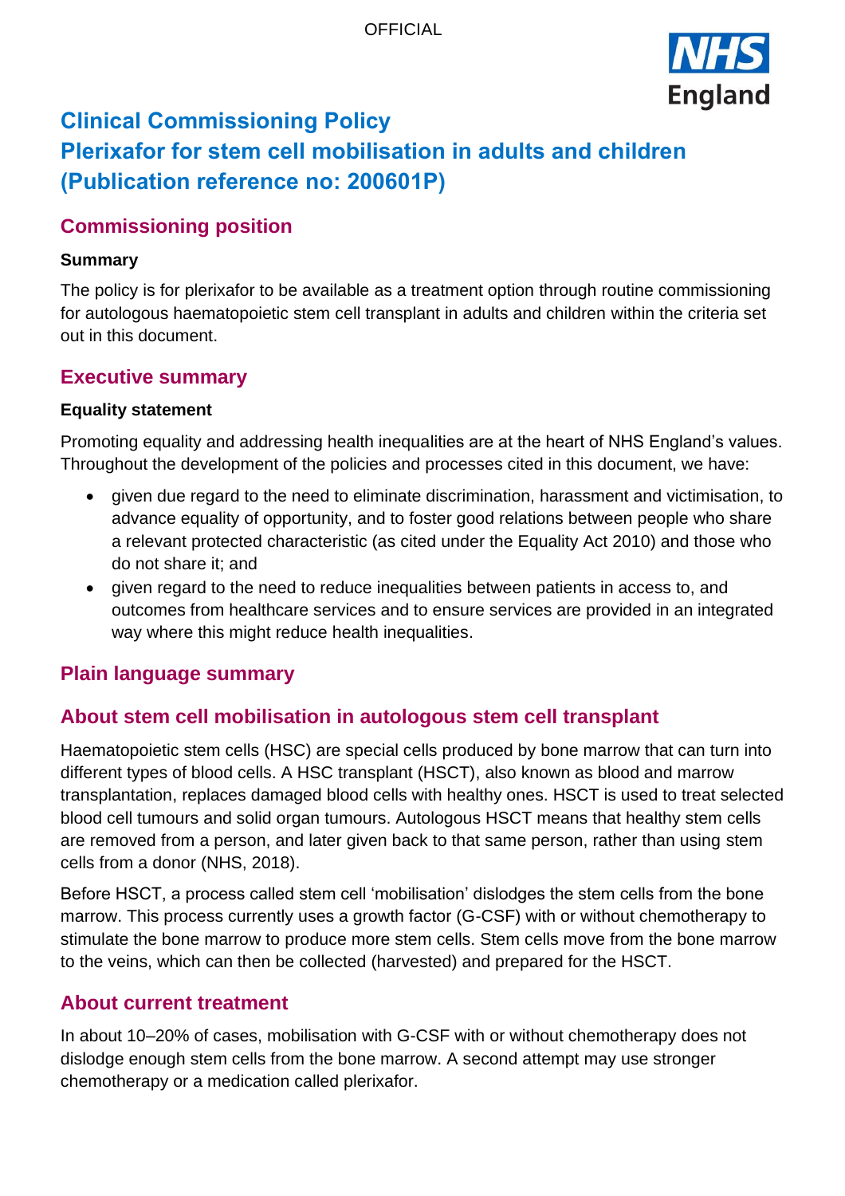# Clinical Commissioning Policy
# Plerixafor for stem cell mobilisation in adults and children
# (Publication reference no: 200601P)

## Commissioning position

**Summary**

The policy is for plerixafor to be available as a treatment option through routine commissioning for autologous haematopoietic stem cell transplant in adults and children within the criteria set out in this document.

## Executive summary

**Equality statement**

Promoting equality and addressing health inequalities are at the heart of NHS England's values. Throughout the development of the policies and processes cited in this document, we have:

- given due regard to the need to eliminate discrimination, harassment and victimisation, to advance equality of opportunity, and to foster good relations between people who share a relevant protected characteristic (as cited under the Equality Act 2010) and those who do not share it; and
- given regard to the need to reduce inequalities between patients in access to, and outcomes from healthcare services and to ensure services are provided in an integrated way where this might reduce health inequalities.

## Plain language summary

## About stem cell mobilisation in autologous stem cell transplant

Haematopoietic stem cells (HSC) are special cells produced by bone marrow that can turn into different types of blood cells. A HSC transplant (HSCT), also known as blood and marrow transplantation, replaces damaged blood cells with healthy ones. HSCT is used to treat selected blood cell tumours and solid organ tumours. Autologous HSCT means that healthy stem cells are removed from a person, and later given back to that same person, rather than using stem cells from a donor (NHS, 2018).

Before HSCT, a process called stem cell 'mobilisation' dislodges the stem cells from the bone marrow. This process currently uses a growth factor (G-CSF) with or without chemotherapy to stimulate the bone marrow to produce more stem cells. Stem cells move from the bone marrow to the veins, which can then be collected (harvested) and prepared for the HSCT.

## About current treatment

In about 10–20% of cases, mobilisation with G-CSF with or without chemotherapy does not dislodge enough stem cells from the bone marrow. A second attempt may use stronger chemotherapy or a medication called plerixafor.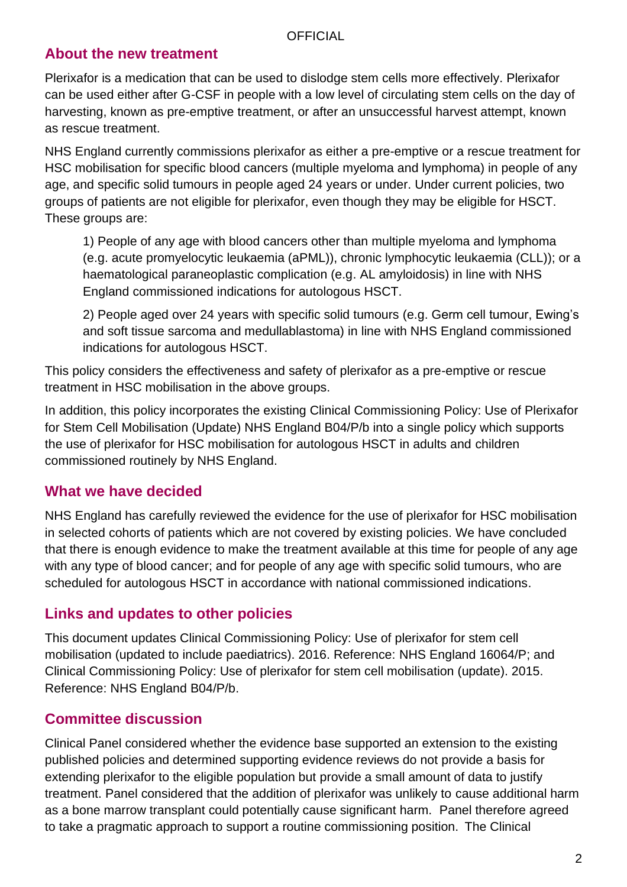## About the new treatment

Plerixafor is a medication that can be used to dislodge stem cells more effectively. Plerixafor can be used either after G-CSF in people with a low level of circulating stem cells on the day of harvesting, known as pre-emptive treatment, or after an unsuccessful harvest attempt, known as rescue treatment.

NHS England currently commissions plerixafor as either a pre-emptive or a rescue treatment for HSC mobilisation for specific blood cancers (multiple myeloma and lymphoma) in people of any age, and specific solid tumours in people aged 24 years or under. Under current policies, two groups of patients are not eligible for plerixafor, even though they may be eligible for HSCT. These groups are:

1) People of any age with blood cancers other than multiple myeloma and lymphoma (e.g. acute promyelocytic leukaemia (aPML)), chronic lymphocytic leukaemia (CLL)); or a haematological paraneoplastic complication (e.g. AL amyloidosis) in line with NHS England commissioned indications for autologous HSCT.

2) People aged over 24 years with specific solid tumours (e.g. Germ cell tumour, Ewing's and soft tissue sarcoma and medullablastoma) in line with NHS England commissioned indications for autologous HSCT.

This policy considers the effectiveness and safety of plerixafor as a pre-emptive or rescue treatment in HSC mobilisation in the above groups.

In addition, this policy incorporates the existing Clinical Commissioning Policy: Use of Plerixafor for Stem Cell Mobilisation (Update) NHS England B04/P/b into a single policy which supports the use of plerixafor for HSC mobilisation for autologous HSCT in adults and children commissioned routinely by NHS England.

## What we have decided

NHS England has carefully reviewed the evidence for the use of plerixafor for HSC mobilisation in selected cohorts of patients which are not covered by existing policies. We have concluded that there is enough evidence to make the treatment available at this time for people of any age with any type of blood cancer; and for people of any age with specific solid tumours, who are scheduled for autologous HSCT in accordance with national commissioned indications.

## Links and updates to other policies

This document updates Clinical Commissioning Policy: Use of plerixafor for stem cell mobilisation (updated to include paediatrics). 2016. Reference: NHS England 16064/P; and Clinical Commissioning Policy: Use of plerixafor for stem cell mobilisation (update). 2015. Reference: NHS England B04/P/b.

## Committee discussion

Clinical Panel considered whether the evidence base supported an extension to the existing published policies and determined supporting evidence reviews do not provide a basis for extending plerixafor to the eligible population but provide a small amount of data to justify treatment. Panel considered that the addition of plerixafor was unlikely to cause additional harm as a bone marrow transplant could potentially cause significant harm. Panel therefore agreed to take a pragmatic approach to support a routine commissioning position. The Clinical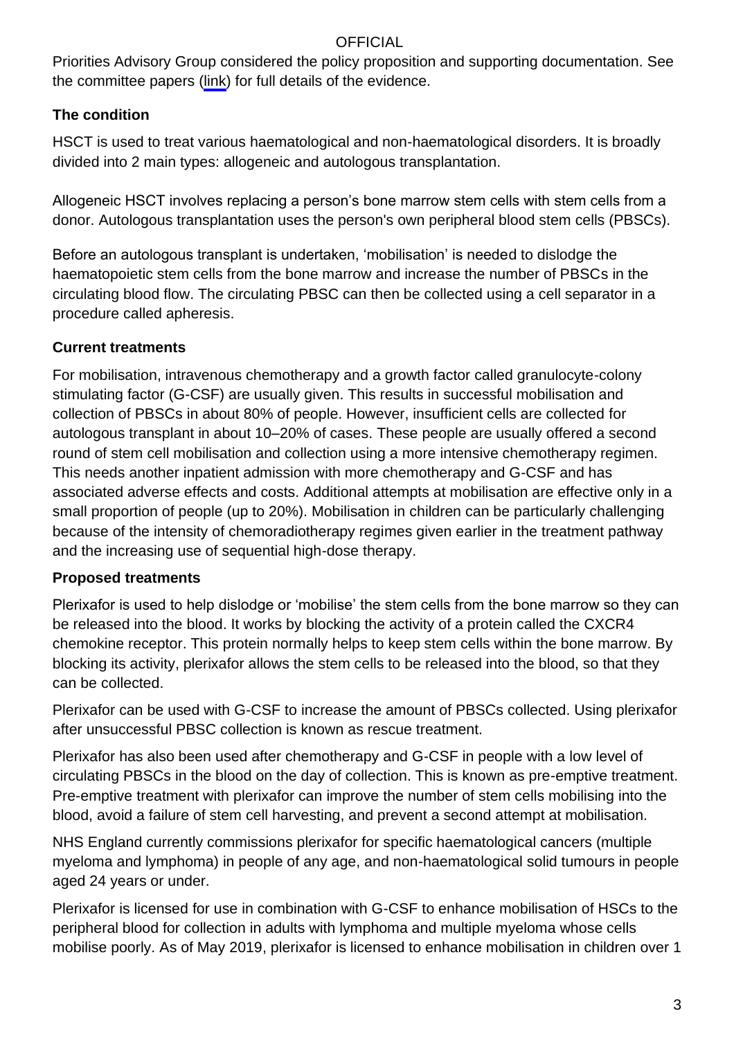Priorities Advisory Group considered the policy proposition and supporting documentation. See the committee papers ([link]) for full details of the evidence.

### The condition

HSCT is used to treat various haematological and non-haematological disorders. It is broadly divided into 2 main types: allogeneic and autologous transplantation.

Allogeneic HSCT involves replacing a person's bone marrow stem cells with stem cells from a donor. Autologous transplantation uses the person's own peripheral blood stem cells (PBSCs).

Before an autologous transplant is undertaken, 'mobilisation' is needed to dislodge the haematopoietic stem cells from the bone marrow and increase the number of PBSCs in the circulating blood flow. The circulating PBSC can then be collected using a cell separator in a procedure called apheresis.

### Current treatments

For mobilisation, intravenous chemotherapy and a growth factor called granulocyte-colony stimulating factor (G-CSF) are usually given. This results in successful mobilisation and collection of PBSCs in about 80% of people. However, insufficient cells are collected for autologous transplant in about 10–20% of cases. These people are usually offered a second round of stem cell mobilisation and collection using a more intensive chemotherapy regimen. This needs another inpatient admission with more chemotherapy and G-CSF and has associated adverse effects and costs. Additional attempts at mobilisation are effective only in a small proportion of people (up to 20%). Mobilisation in children can be particularly challenging because of the intensity of chemoradiotherapy regimes given earlier in the treatment pathway and the increasing use of sequential high-dose therapy.

### Proposed treatments

Plerixafor is used to help dislodge or 'mobilise' the stem cells from the bone marrow so they can be released into the blood. It works by blocking the activity of a protein called the CXCR4 chemokine receptor. This protein normally helps to keep stem cells within the bone marrow. By blocking its activity, plerixafor allows the stem cells to be released into the blood, so that they can be collected.

Plerixafor can be used with G-CSF to increase the amount of PBSCs collected. Using plerixafor after unsuccessful PBSC collection is known as rescue treatment.

Plerixafor has also been used after chemotherapy and G-CSF in people with a low level of circulating PBSCs in the blood on the day of collection. This is known as pre-emptive treatment. Pre-emptive treatment with plerixafor can improve the number of stem cells mobilising into the blood, avoid a failure of stem cell harvesting, and prevent a second attempt at mobilisation.

NHS England currently commissions plerixafor for specific haematological cancers (multiple myeloma and lymphoma) in people of any age, and non-haematological solid tumours in people aged 24 years or under.

Plerixafor is licensed for use in combination with G-CSF to enhance mobilisation of HSCs to the peripheral blood for collection in adults with lymphoma and multiple myeloma whose cells mobilise poorly. As of May 2019, plerixafor is licensed to enhance mobilisation in children over 1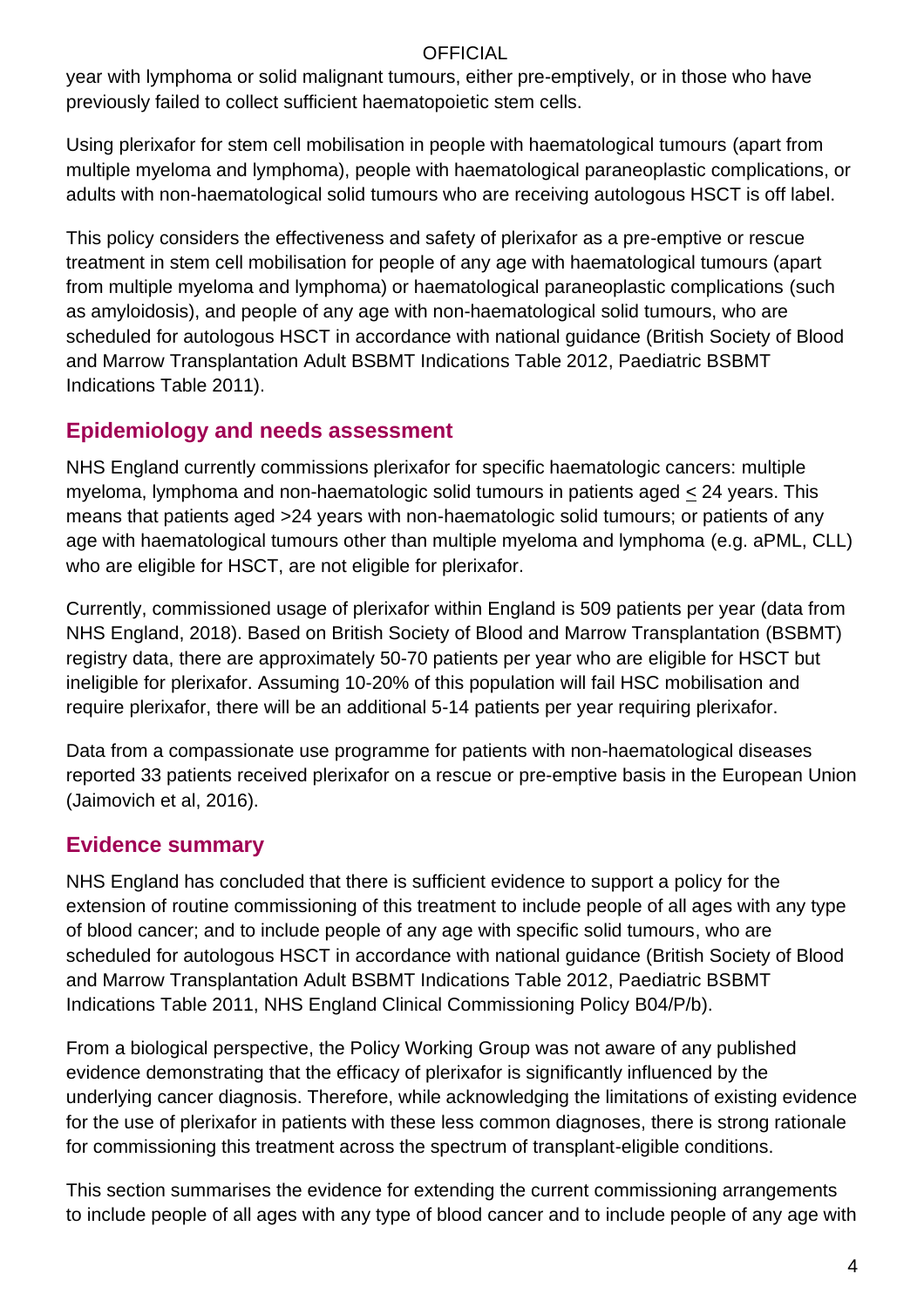year with lymphoma or solid malignant tumours, either pre-emptively, or in those who have previously failed to collect sufficient haematopoietic stem cells.

Using plerixafor for stem cell mobilisation in people with haematological tumours (apart from multiple myeloma and lymphoma), people with haematological paraneoplastic complications, or adults with non-haematological solid tumours who are receiving autologous HSCT is off label.

This policy considers the effectiveness and safety of plerixafor as a pre-emptive or rescue treatment in stem cell mobilisation for people of any age with haematological tumours (apart from multiple myeloma and lymphoma) or haematological paraneoplastic complications (such as amyloidosis), and people of any age with non-haematological solid tumours, who are scheduled for autologous HSCT in accordance with national guidance (British Society of Blood and Marrow Transplantation Adult BSBMT Indications Table 2012, Paediatric BSBMT Indications Table 2011).

## Epidemiology and needs assessment

NHS England currently commissions plerixafor for specific haematologic cancers: multiple myeloma, lymphoma and non-haematologic solid tumours in patients aged $\leq$ 24 years. This means that patients aged >24 years with non-haematologic solid tumours; or patients of any age with haematological tumours other than multiple myeloma and lymphoma (e.g. aPML, CLL) who are eligible for HSCT, are not eligible for plerixafor.

Currently, commissioned usage of plerixafor within England is 509 patients per year (data from NHS England, 2018). Based on British Society of Blood and Marrow Transplantation (BSBMT) registry data, there are approximately 50-70 patients per year who are eligible for HSCT but ineligible for plerixafor. Assuming 10-20% of this population will fail HSC mobilisation and require plerixafor, there will be an additional 5-14 patients per year requiring plerixafor.

Data from a compassionate use programme for patients with non-haematological diseases reported 33 patients received plerixafor on a rescue or pre-emptive basis in the European Union (Jaimovich et al, 2016).

## Evidence summary

NHS England has concluded that there is sufficient evidence to support a policy for the extension of routine commissioning of this treatment to include people of all ages with any type of blood cancer; and to include people of any age with specific solid tumours, who are scheduled for autologous HSCT in accordance with national guidance (British Society of Blood and Marrow Transplantation Adult BSBMT Indications Table 2012, Paediatric BSBMT Indications Table 2011, NHS England Clinical Commissioning Policy B04/P/b).

From a biological perspective, the Policy Working Group was not aware of any published evidence demonstrating that the efficacy of plerixafor is significantly influenced by the underlying cancer diagnosis. Therefore, while acknowledging the limitations of existing evidence for the use of plerixafor in patients with these less common diagnoses, there is strong rationale for commissioning this treatment across the spectrum of transplant-eligible conditions.

This section summarises the evidence for extending the current commissioning arrangements to include people of all ages with any type of blood cancer and to include people of any age with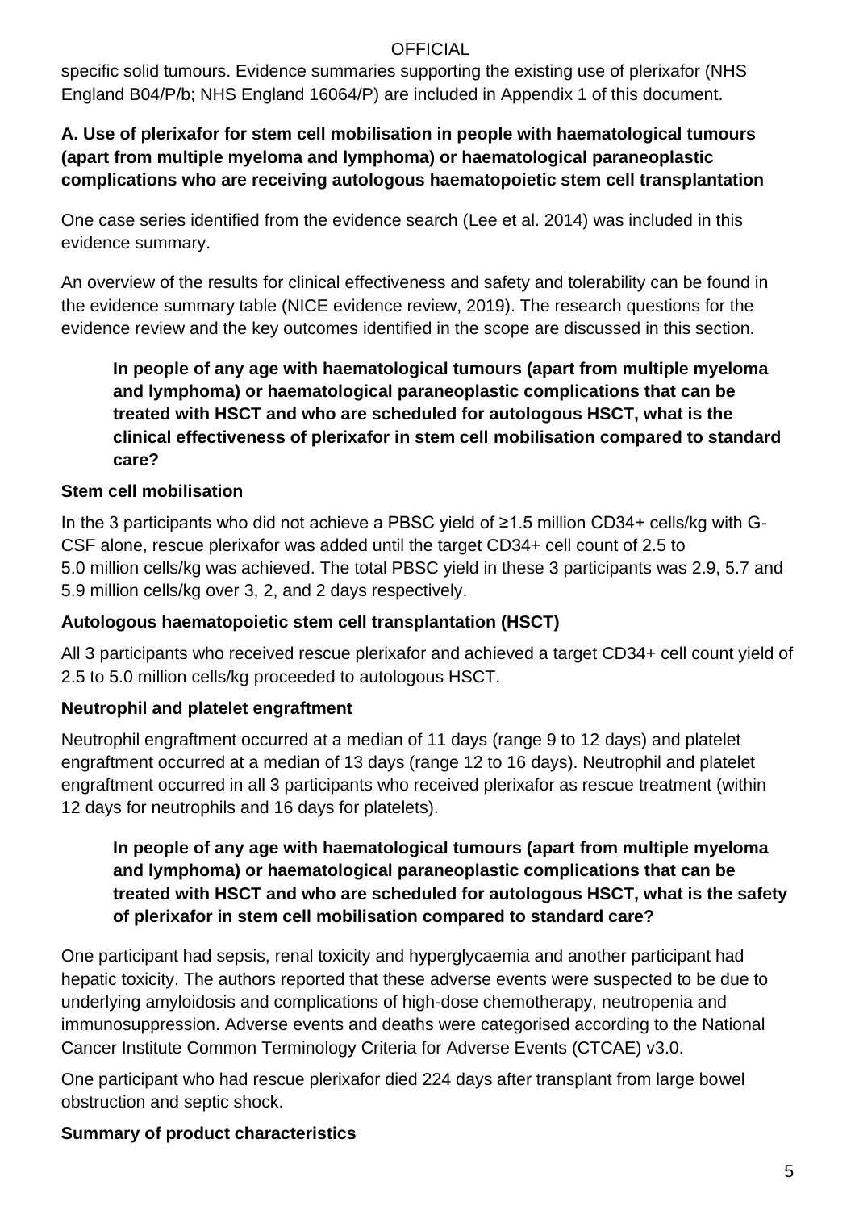specific solid tumours. Evidence summaries supporting the existing use of plerixafor (NHS England B04/P/b; NHS England 16064/P) are included in Appendix 1 of this document.

### A. Use of plerixafor for stem cell mobilisation in people with haematological tumours (apart from multiple myeloma and lymphoma) or haematological paraneoplastic complications who are receiving autologous haematopoietic stem cell transplantation

One case series identified from the evidence search (Lee et al. 2014) was included in this evidence summary.

An overview of the results for clinical effectiveness and safety and tolerability can be found in the evidence summary table (NICE evidence review, 2019). The research questions for the evidence review and the key outcomes identified in the scope are discussed in this section.

> **In people of any age with haematological tumours (apart from multiple myeloma and lymphoma) or haematological paraneoplastic complications that can be treated with HSCT and who are scheduled for autologous HSCT, what is the clinical effectiveness of plerixafor in stem cell mobilisation compared to standard care?**

#### Stem cell mobilisation

In the 3 participants who did not achieve a PBSC yield of ≥1.5 million CD34+ cells/kg with G-CSF alone, rescue plerixafor was added until the target CD34+ cell count of 2.5 to 5.0 million cells/kg was achieved. The total PBSC yield in these 3 participants was 2.9, 5.7 and 5.9 million cells/kg over 3, 2, and 2 days respectively.

#### Autologous haematopoietic stem cell transplantation (HSCT)

All 3 participants who received rescue plerixafor and achieved a target CD34+ cell count yield of 2.5 to 5.0 million cells/kg proceeded to autologous HSCT.

#### Neutrophil and platelet engraftment

Neutrophil engraftment occurred at a median of 11 days (range 9 to 12 days) and platelet engraftment occurred at a median of 13 days (range 12 to 16 days). Neutrophil and platelet engraftment occurred in all 3 participants who received plerixafor as rescue treatment (within 12 days for neutrophils and 16 days for platelets).

> **In people of any age with haematological tumours (apart from multiple myeloma and lymphoma) or haematological paraneoplastic complications that can be treated with HSCT and who are scheduled for autologous HSCT, what is the safety of plerixafor in stem cell mobilisation compared to standard care?**

One participant had sepsis, renal toxicity and hyperglycaemia and another participant had hepatic toxicity. The authors reported that these adverse events were suspected to be due to underlying amyloidosis and complications of high-dose chemotherapy, neutropenia and immunosuppression. Adverse events and deaths were categorised according to the National Cancer Institute Common Terminology Criteria for Adverse Events (CTCAE) v3.0.

One participant who had rescue plerixafor died 224 days after transplant from large bowel obstruction and septic shock.

#### Summary of product characteristics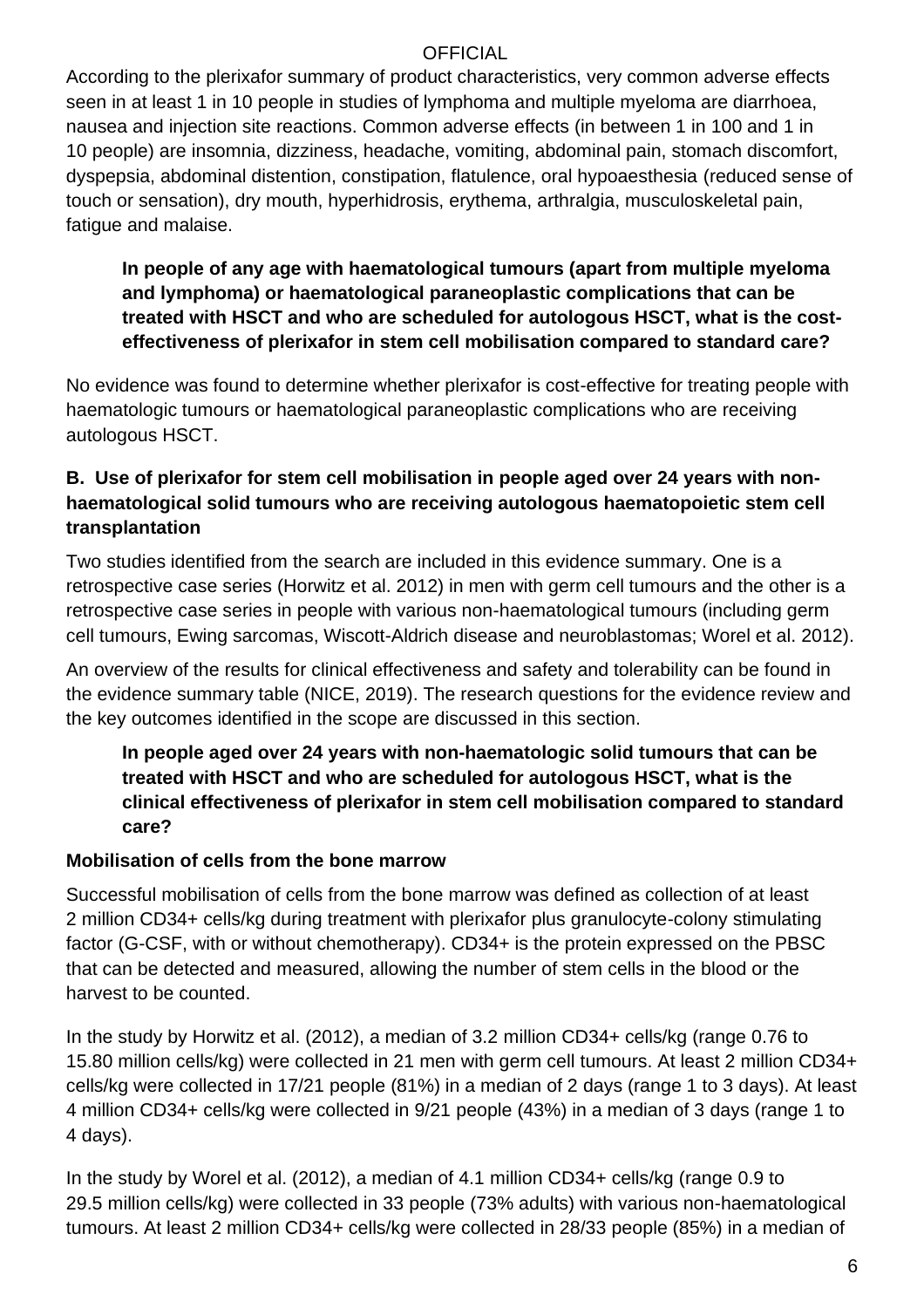According to the plerixafor summary of product characteristics, very common adverse effects seen in at least 1 in 10 people in studies of lymphoma and multiple myeloma are diarrhoea, nausea and injection site reactions. Common adverse effects (in between 1 in 100 and 1 in 10 people) are insomnia, dizziness, headache, vomiting, abdominal pain, stomach discomfort, dyspepsia, abdominal distention, constipation, flatulence, oral hypoaesthesia (reduced sense of touch or sensation), dry mouth, hyperhidrosis, erythema, arthralgia, musculoskeletal pain, fatigue and malaise.

**In people of any age with haematological tumours (apart from multiple myeloma and lymphoma) or haematological paraneoplastic complications that can be treated with HSCT and who are scheduled for autologous HSCT, what is the cost-effectiveness of plerixafor in stem cell mobilisation compared to standard care?**

No evidence was found to determine whether plerixafor is cost-effective for treating people with haematologic tumours or haematological paraneoplastic complications who are receiving autologous HSCT.

### B. Use of plerixafor for stem cell mobilisation in people aged over 24 years with non-haematological solid tumours who are receiving autologous haematopoietic stem cell transplantation

Two studies identified from the search are included in this evidence summary. One is a retrospective case series (Horwitz et al. 2012) in men with germ cell tumours and the other is a retrospective case series in people with various non-haematological tumours (including germ cell tumours, Ewing sarcomas, Wiscott-Aldrich disease and neuroblastomas; Worel et al. 2012).

An overview of the results for clinical effectiveness and safety and tolerability can be found in the evidence summary table (NICE, 2019). The research questions for the evidence review and the key outcomes identified in the scope are discussed in this section.

**In people aged over 24 years with non-haematologic solid tumours that can be treated with HSCT and who are scheduled for autologous HSCT, what is the clinical effectiveness of plerixafor in stem cell mobilisation compared to standard care?**

#### Mobilisation of cells from the bone marrow

Successful mobilisation of cells from the bone marrow was defined as collection of at least 2 million CD34+ cells/kg during treatment with plerixafor plus granulocyte-colony stimulating factor (G-CSF, with or without chemotherapy). CD34+ is the protein expressed on the PBSC that can be detected and measured, allowing the number of stem cells in the blood or the harvest to be counted.

In the study by Horwitz et al. (2012), a median of 3.2 million CD34+ cells/kg (range 0.76 to 15.80 million cells/kg) were collected in 21 men with germ cell tumours. At least 2 million CD34+ cells/kg were collected in 17/21 people (81%) in a median of 2 days (range 1 to 3 days). At least 4 million CD34+ cells/kg were collected in 9/21 people (43%) in a median of 3 days (range 1 to 4 days).

In the study by Worel et al. (2012), a median of 4.1 million CD34+ cells/kg (range 0.9 to 29.5 million cells/kg) were collected in 33 people (73% adults) with various non-haematological tumours. At least 2 million CD34+ cells/kg were collected in 28/33 people (85%) in a median of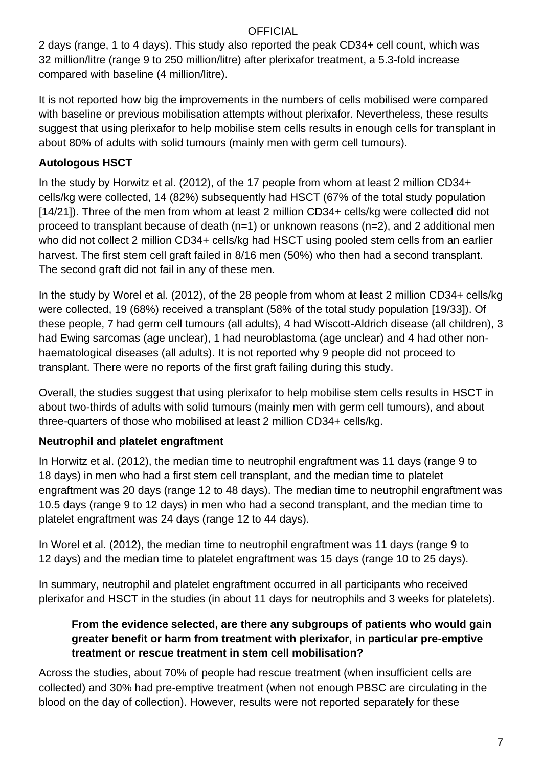2 days (range, 1 to 4 days). This study also reported the peak CD34+ cell count, which was 32 million/litre (range 9 to 250 million/litre) after plerixafor treatment, a 5.3-fold increase compared with baseline (4 million/litre).

It is not reported how big the improvements in the numbers of cells mobilised were compared with baseline or previous mobilisation attempts without plerixafor. Nevertheless, these results suggest that using plerixafor to help mobilise stem cells results in enough cells for transplant in about 80% of adults with solid tumours (mainly men with germ cell tumours).

**Autologous HSCT**

In the study by Horwitz et al. (2012), of the 17 people from whom at least 2 million CD34+ cells/kg were collected, 14 (82%) subsequently had HSCT (67% of the total study population [14/21]). Three of the men from whom at least 2 million CD34+ cells/kg were collected did not proceed to transplant because of death (n=1) or unknown reasons (n=2), and 2 additional men who did not collect 2 million CD34+ cells/kg had HSCT using pooled stem cells from an earlier harvest. The first stem cell graft failed in 8/16 men (50%) who then had a second transplant. The second graft did not fail in any of these men.

In the study by Worel et al. (2012), of the 28 people from whom at least 2 million CD34+ cells/kg were collected, 19 (68%) received a transplant (58% of the total study population [19/33]). Of these people, 7 had germ cell tumours (all adults), 4 had Wiscott-Aldrich disease (all children), 3 had Ewing sarcomas (age unclear), 1 had neuroblastoma (age unclear) and 4 had other non-haematological diseases (all adults). It is not reported why 9 people did not proceed to transplant. There were no reports of the first graft failing during this study.

Overall, the studies suggest that using plerixafor to help mobilise stem cells results in HSCT in about two-thirds of adults with solid tumours (mainly men with germ cell tumours), and about three-quarters of those who mobilised at least 2 million CD34+ cells/kg.

**Neutrophil and platelet engraftment**

In Horwitz et al. (2012), the median time to neutrophil engraftment was 11 days (range 9 to 18 days) in men who had a first stem cell transplant, and the median time to platelet engraftment was 20 days (range 12 to 48 days). The median time to neutrophil engraftment was 10.5 days (range 9 to 12 days) in men who had a second transplant, and the median time to platelet engraftment was 24 days (range 12 to 44 days).

In Worel et al. (2012), the median time to neutrophil engraftment was 11 days (range 9 to 12 days) and the median time to platelet engraftment was 15 days (range 10 to 25 days).

In summary, neutrophil and platelet engraftment occurred in all participants who received plerixafor and HSCT in the studies (in about 11 days for neutrophils and 3 weeks for platelets).

**From the evidence selected, are there any subgroups of patients who would gain greater benefit or harm from treatment with plerixafor, in particular pre-emptive treatment or rescue treatment in stem cell mobilisation?**

Across the studies, about 70% of people had rescue treatment (when insufficient cells are collected) and 30% had pre-emptive treatment (when not enough PBSC are circulating in the blood on the day of collection). However, results were not reported separately for these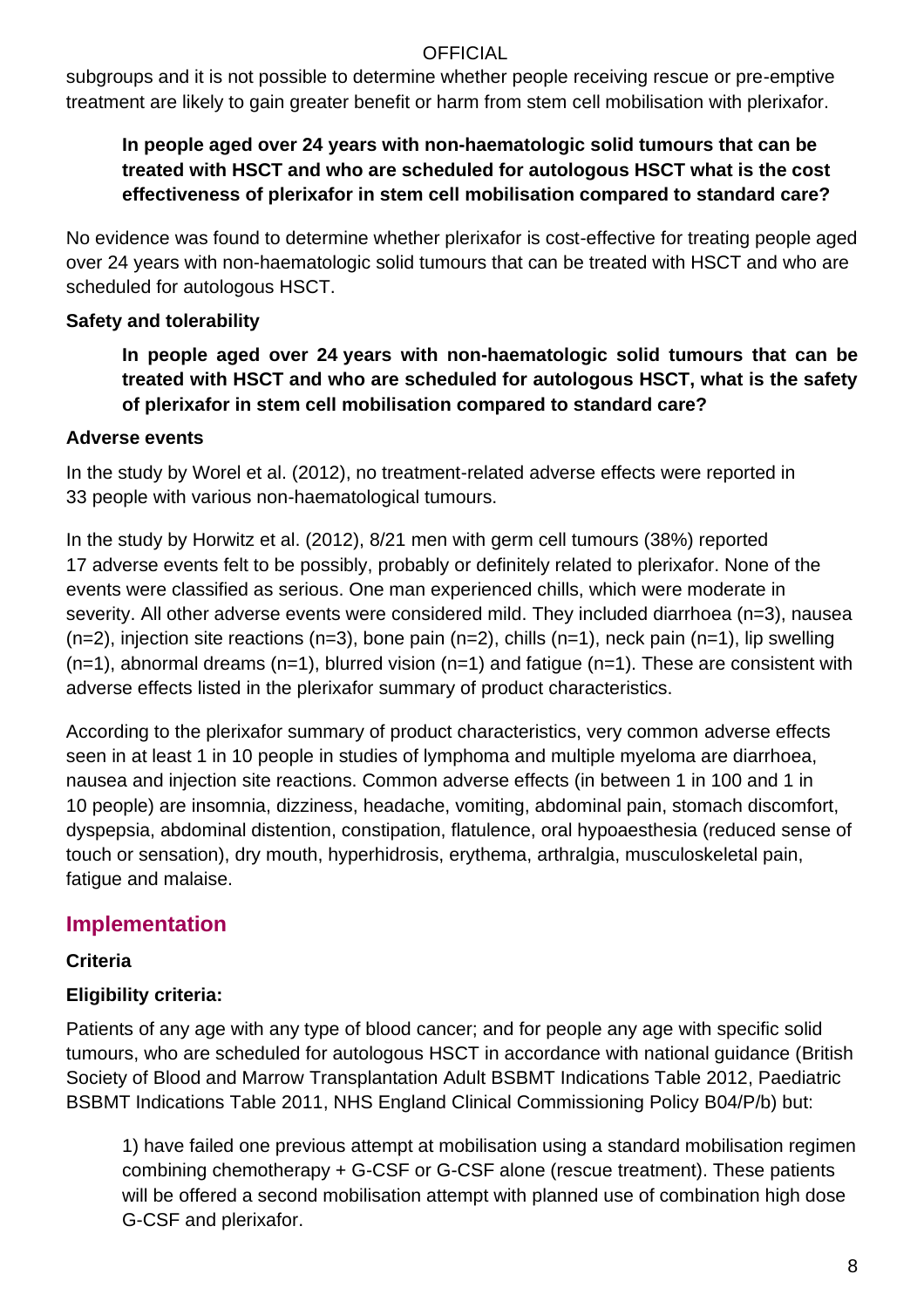subgroups and it is not possible to determine whether people receiving rescue or pre-emptive treatment are likely to gain greater benefit or harm from stem cell mobilisation with plerixafor.

**In people aged over 24 years with non-haematologic solid tumours that can be treated with HSCT and who are scheduled for autologous HSCT what is the cost effectiveness of plerixafor in stem cell mobilisation compared to standard care?**

No evidence was found to determine whether plerixafor is cost-effective for treating people aged over 24 years with non-haematologic solid tumours that can be treated with HSCT and who are scheduled for autologous HSCT.

**Safety and tolerability**

**In people aged over 24 years with non-haematologic solid tumours that can be treated with HSCT and who are scheduled for autologous HSCT, what is the safety of plerixafor in stem cell mobilisation compared to standard care?**

**Adverse events**

In the study by Worel et al. (2012), no treatment-related adverse effects were reported in 33 people with various non-haematological tumours.

In the study by Horwitz et al. (2012), 8/21 men with germ cell tumours (38%) reported 17 adverse events felt to be possibly, probably or definitely related to plerixafor. None of the events were classified as serious. One man experienced chills, which were moderate in severity. All other adverse events were considered mild. They included diarrhoea (n=3), nausea (n=2), injection site reactions (n=3), bone pain (n=2), chills (n=1), neck pain (n=1), lip swelling (n=1), abnormal dreams (n=1), blurred vision (n=1) and fatigue (n=1). These are consistent with adverse effects listed in the plerixafor summary of product characteristics.

According to the plerixafor summary of product characteristics, very common adverse effects seen in at least 1 in 10 people in studies of lymphoma and multiple myeloma are diarrhoea, nausea and injection site reactions. Common adverse effects (in between 1 in 100 and 1 in 10 people) are insomnia, dizziness, headache, vomiting, abdominal pain, stomach discomfort, dyspepsia, abdominal distention, constipation, flatulence, oral hypoaesthesia (reduced sense of touch or sensation), dry mouth, hyperhidrosis, erythema, arthralgia, musculoskeletal pain, fatigue and malaise.

## Implementation

**Criteria**

**Eligibility criteria:**

Patients of any age with any type of blood cancer; and for people any age with specific solid tumours, who are scheduled for autologous HSCT in accordance with national guidance (British Society of Blood and Marrow Transplantation Adult BSBMT Indications Table 2012, Paediatric BSBMT Indications Table 2011, NHS England Clinical Commissioning Policy B04/P/b) but:

1) have failed one previous attempt at mobilisation using a standard mobilisation regimen combining chemotherapy + G-CSF or G-CSF alone (rescue treatment). These patients will be offered a second mobilisation attempt with planned use of combination high dose G-CSF and plerixafor.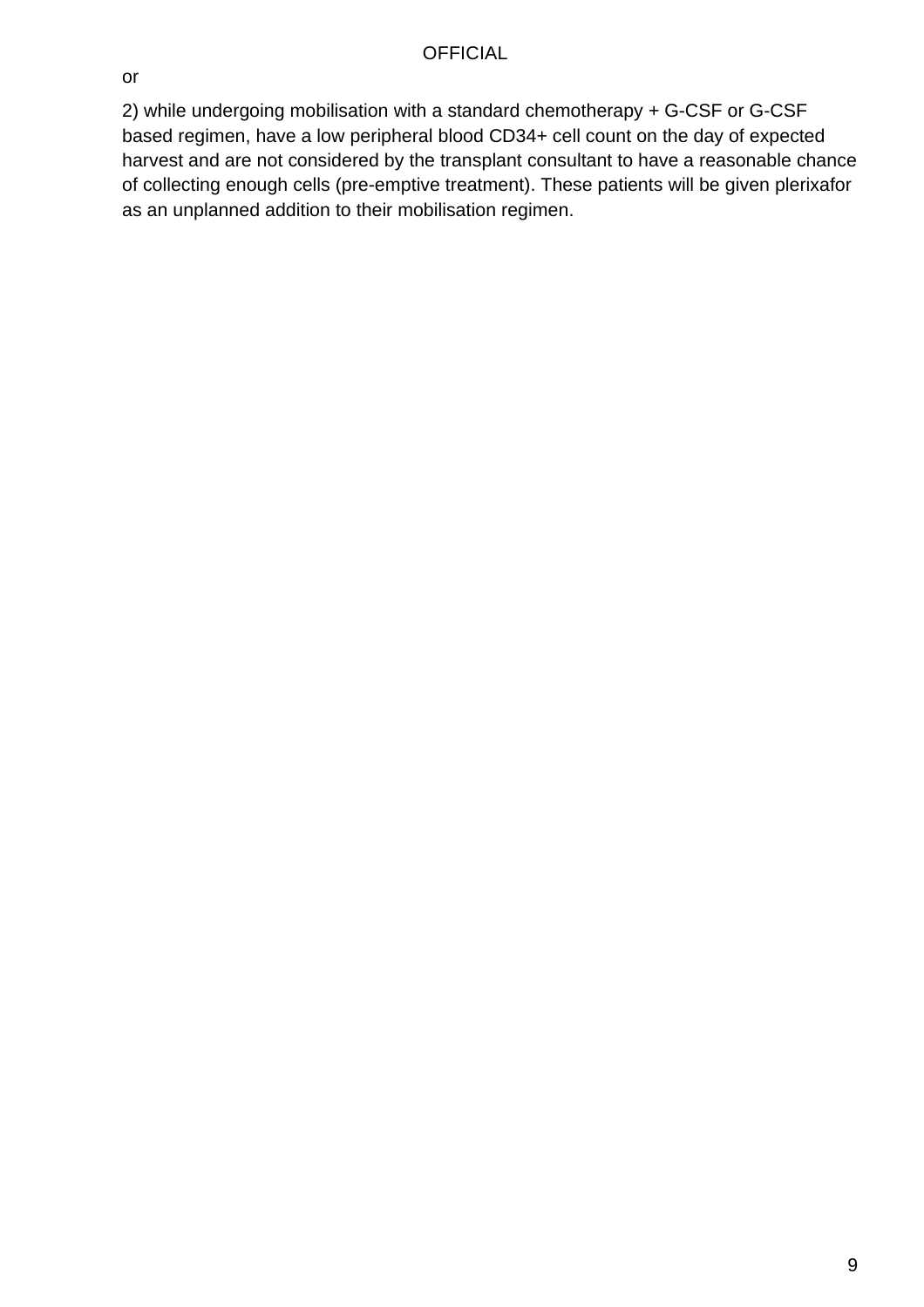or

2) while undergoing mobilisation with a standard chemotherapy + G-CSF or G-CSF based regimen, have a low peripheral blood CD34+ cell count on the day of expected harvest and are not considered by the transplant consultant to have a reasonable chance of collecting enough cells (pre-emptive treatment). These patients will be given plerixafor as an unplanned addition to their mobilisation regimen.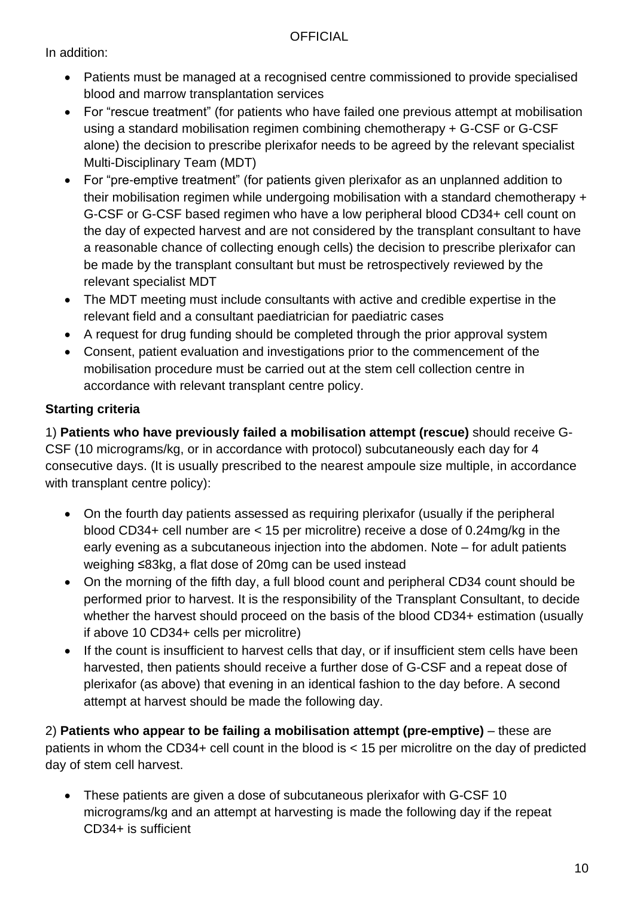In addition:

- Patients must be managed at a recognised centre commissioned to provide specialised blood and marrow transplantation services
- For "rescue treatment" (for patients who have failed one previous attempt at mobilisation using a standard mobilisation regimen combining chemotherapy + G-CSF or G-CSF alone) the decision to prescribe plerixafor needs to be agreed by the relevant specialist Multi-Disciplinary Team (MDT)
- For "pre-emptive treatment" (for patients given plerixafor as an unplanned addition to their mobilisation regimen while undergoing mobilisation with a standard chemotherapy + G-CSF or G-CSF based regimen who have a low peripheral blood CD34+ cell count on the day of expected harvest and are not considered by the transplant consultant to have a reasonable chance of collecting enough cells) the decision to prescribe plerixafor can be made by the transplant consultant but must be retrospectively reviewed by the relevant specialist MDT
- The MDT meeting must include consultants with active and credible expertise in the relevant field and a consultant paediatrician for paediatric cases
- A request for drug funding should be completed through the prior approval system
- Consent, patient evaluation and investigations prior to the commencement of the mobilisation procedure must be carried out at the stem cell collection centre in accordance with relevant transplant centre policy.

**Starting criteria**

1) **Patients who have previously failed a mobilisation attempt (rescue)** should receive G-CSF (10 micrograms/kg, or in accordance with protocol) subcutaneously each day for 4 consecutive days. (It is usually prescribed to the nearest ampoule size multiple, in accordance with transplant centre policy):

- On the fourth day patients assessed as requiring plerixafor (usually if the peripheral blood CD34+ cell number are < 15 per microlitre) receive a dose of 0.24mg/kg in the early evening as a subcutaneous injection into the abdomen. Note – for adult patients weighing ≤83kg, a flat dose of 20mg can be used instead
- On the morning of the fifth day, a full blood count and peripheral CD34 count should be performed prior to harvest. It is the responsibility of the Transplant Consultant, to decide whether the harvest should proceed on the basis of the blood CD34+ estimation (usually if above 10 CD34+ cells per microlitre)
- If the count is insufficient to harvest cells that day, or if insufficient stem cells have been harvested, then patients should receive a further dose of G-CSF and a repeat dose of plerixafor (as above) that evening in an identical fashion to the day before. A second attempt at harvest should be made the following day.

2) **Patients who appear to be failing a mobilisation attempt (pre-emptive)** – these are patients in whom the CD34+ cell count in the blood is < 15 per microlitre on the day of predicted day of stem cell harvest.

- These patients are given a dose of subcutaneous plerixafor with G-CSF 10 micrograms/kg and an attempt at harvesting is made the following day if the repeat CD34+ is sufficient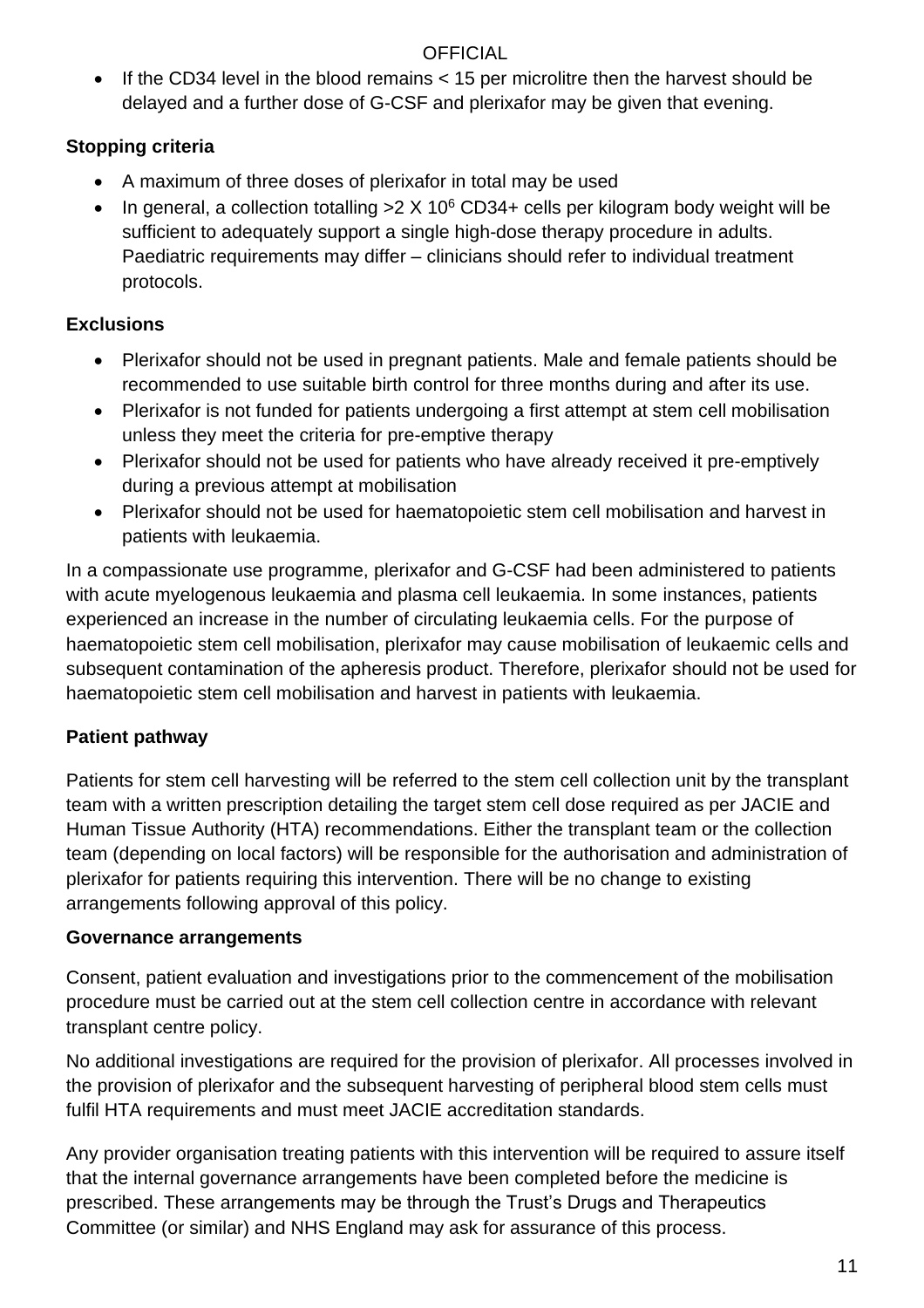- If the CD34 level in the blood remains < 15 per microlitre then the harvest should be delayed and a further dose of G-CSF and plerixafor may be given that evening.

**Stopping criteria**

- A maximum of three doses of plerixafor in total may be used
- In general, a collection totalling $>2 \times 10^6$ CD34+ cells per kilogram body weight will be sufficient to adequately support a single high-dose therapy procedure in adults. Paediatric requirements may differ – clinicians should refer to individual treatment protocols.

**Exclusions**

- Plerixafor should not be used in pregnant patients. Male and female patients should be recommended to use suitable birth control for three months during and after its use.
- Plerixafor is not funded for patients undergoing a first attempt at stem cell mobilisation unless they meet the criteria for pre-emptive therapy
- Plerixafor should not be used for patients who have already received it pre-emptively during a previous attempt at mobilisation
- Plerixafor should not be used for haematopoietic stem cell mobilisation and harvest in patients with leukaemia.

In a compassionate use programme, plerixafor and G-CSF had been administered to patients with acute myelogenous leukaemia and plasma cell leukaemia. In some instances, patients experienced an increase in the number of circulating leukaemia cells. For the purpose of haematopoietic stem cell mobilisation, plerixafor may cause mobilisation of leukaemic cells and subsequent contamination of the apheresis product. Therefore, plerixafor should not be used for haematopoietic stem cell mobilisation and harvest in patients with leukaemia.

**Patient pathway**

Patients for stem cell harvesting will be referred to the stem cell collection unit by the transplant team with a written prescription detailing the target stem cell dose required as per JACIE and Human Tissue Authority (HTA) recommendations. Either the transplant team or the collection team (depending on local factors) will be responsible for the authorisation and administration of plerixafor for patients requiring this intervention. There will be no change to existing arrangements following approval of this policy.

**Governance arrangements**

Consent, patient evaluation and investigations prior to the commencement of the mobilisation procedure must be carried out at the stem cell collection centre in accordance with relevant transplant centre policy.

No additional investigations are required for the provision of plerixafor. All processes involved in the provision of plerixafor and the subsequent harvesting of peripheral blood stem cells must fulfil HTA requirements and must meet JACIE accreditation standards.

Any provider organisation treating patients with this intervention will be required to assure itself that the internal governance arrangements have been completed before the medicine is prescribed. These arrangements may be through the Trust's Drugs and Therapeutics Committee (or similar) and NHS England may ask for assurance of this process.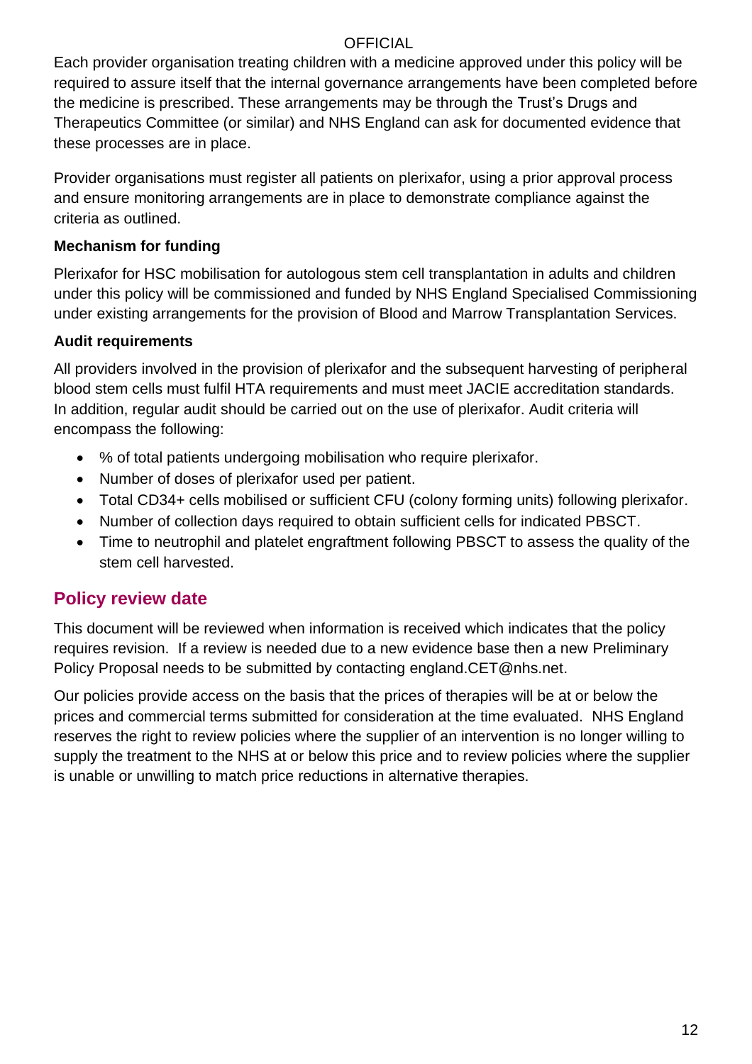Each provider organisation treating children with a medicine approved under this policy will be required to assure itself that the internal governance arrangements have been completed before the medicine is prescribed. These arrangements may be through the Trust's Drugs and Therapeutics Committee (or similar) and NHS England can ask for documented evidence that these processes are in place.

Provider organisations must register all patients on plerixafor, using a prior approval process and ensure monitoring arrangements are in place to demonstrate compliance against the criteria as outlined.

**Mechanism for funding**

Plerixafor for HSC mobilisation for autologous stem cell transplantation in adults and children under this policy will be commissioned and funded by NHS England Specialised Commissioning under existing arrangements for the provision of Blood and Marrow Transplantation Services.

**Audit requirements**

All providers involved in the provision of plerixafor and the subsequent harvesting of peripheral blood stem cells must fulfil HTA requirements and must meet JACIE accreditation standards. In addition, regular audit should be carried out on the use of plerixafor. Audit criteria will encompass the following:

- % of total patients undergoing mobilisation who require plerixafor.
- Number of doses of plerixafor used per patient.
- Total CD34+ cells mobilised or sufficient CFU (colony forming units) following plerixafor.
- Number of collection days required to obtain sufficient cells for indicated PBSCT.
- Time to neutrophil and platelet engraftment following PBSCT to assess the quality of the stem cell harvested.

## Policy review date

This document will be reviewed when information is received which indicates that the policy requires revision. If a review is needed due to a new evidence base then a new Preliminary Policy Proposal needs to be submitted by contacting england.CET@nhs.net.

Our policies provide access on the basis that the prices of therapies will be at or below the prices and commercial terms submitted for consideration at the time evaluated. NHS England reserves the right to review policies where the supplier of an intervention is no longer willing to supply the treatment to the NHS at or below this price and to review policies where the supplier is unable or unwilling to match price reductions in alternative therapies.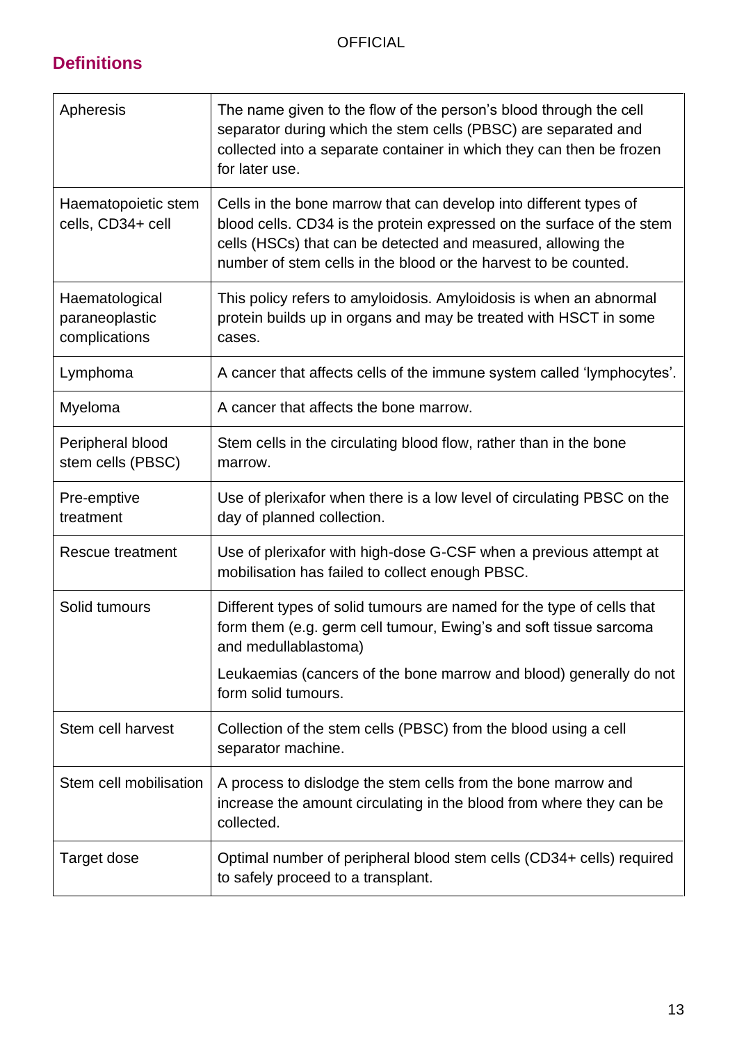## Definitions

| Term | Definition |
|---|---|
| Apheresis | The name given to the flow of the person's blood through the cell separator during which the stem cells (PBSC) are separated and collected into a separate container in which they can then be frozen for later use. |
| Haematopoietic stem cells, CD34+ cell | Cells in the bone marrow that can develop into different types of blood cells. CD34 is the protein expressed on the surface of the stem cells (HSCs) that can be detected and measured, allowing the number of stem cells in the blood or the harvest to be counted. |
| Haematological paraneoplastic complications | This policy refers to amyloidosis. Amyloidosis is when an abnormal protein builds up in organs and may be treated with HSCT in some cases. |
| Lymphoma | A cancer that affects cells of the immune system called 'lymphocytes'. |
| Myeloma | A cancer that affects the bone marrow. |
| Peripheral blood stem cells (PBSC) | Stem cells in the circulating blood flow, rather than in the bone marrow. |
| Pre-emptive treatment | Use of plerixafor when there is a low level of circulating PBSC on the day of planned collection. |
| Rescue treatment | Use of plerixafor with high-dose G-CSF when a previous attempt at mobilisation has failed to collect enough PBSC. |
| Solid tumours | Different types of solid tumours are named for the type of cells that form them (e.g. germ cell tumour, Ewing's and soft tissue sarcoma and medullablastoma)<br><br>Leukaemias (cancers of the bone marrow and blood) generally do not form solid tumours. |
| Stem cell harvest | Collection of the stem cells (PBSC) from the blood using a cell separator machine. |
| Stem cell mobilisation | A process to dislodge the stem cells from the bone marrow and increase the amount circulating in the blood from where they can be collected. |
| Target dose | Optimal number of peripheral blood stem cells (CD34+ cells) required to safely proceed to a transplant. |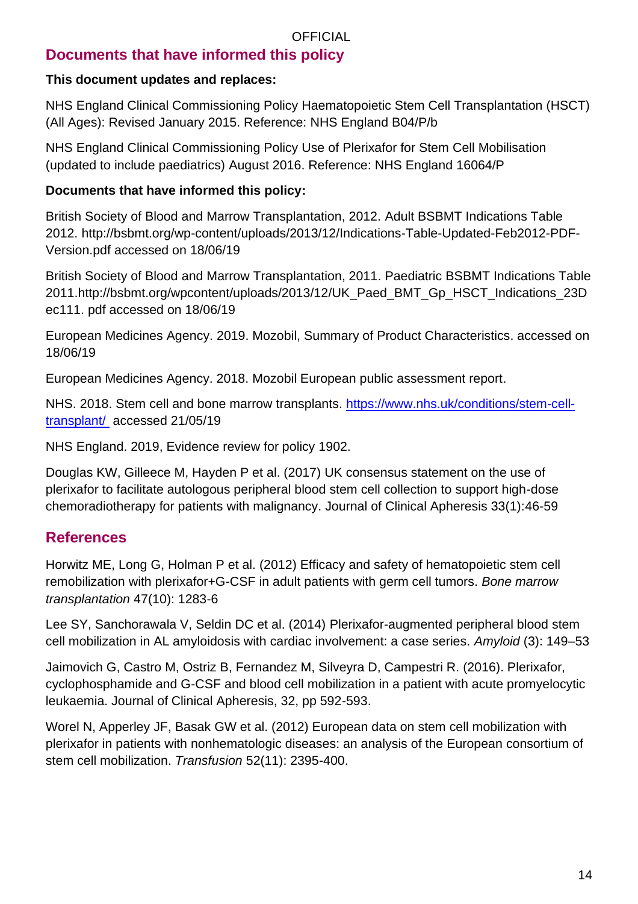## Documents that have informed this policy

**This document updates and replaces:**

NHS England Clinical Commissioning Policy Haematopoietic Stem Cell Transplantation (HSCT) (All Ages): Revised January 2015. Reference: NHS England B04/P/b

NHS England Clinical Commissioning Policy Use of Plerixafor for Stem Cell Mobilisation (updated to include paediatrics) August 2016. Reference: NHS England 16064/P

**Documents that have informed this policy:**

British Society of Blood and Marrow Transplantation, 2012. Adult BSBMT Indications Table 2012. http://bsbmt.org/wp-content/uploads/2013/12/Indications-Table-Updated-Feb2012-PDF-Version.pdf accessed on 18/06/19

British Society of Blood and Marrow Transplantation, 2011. Paediatric BSBMT Indications Table 2011.http://bsbmt.org/wpcontent/uploads/2013/12/UK_Paed_BMT_Gp_HSCT_Indications_23Dec111. pdf accessed on 18/06/19

European Medicines Agency. 2019. Mozobil, Summary of Product Characteristics. accessed on 18/06/19

European Medicines Agency. 2018. Mozobil European public assessment report.

NHS. 2018. Stem cell and bone marrow transplants. [https://www.nhs.uk/conditions/stem-cell-transplant/](https://www.nhs.uk/conditions/stem-cell-transplant/) accessed 21/05/19

NHS England. 2019, Evidence review for policy 1902.

Douglas KW, Gilleece M, Hayden P et al. (2017) UK consensus statement on the use of plerixafor to facilitate autologous peripheral blood stem cell collection to support high-dose chemoradiotherapy for patients with malignancy. Journal of Clinical Apheresis 33(1):46-59

## References

Horwitz ME, Long G, Holman P et al. (2012) Efficacy and safety of hematopoietic stem cell remobilization with plerixafor+G-CSF in adult patients with germ cell tumors. *Bone marrow transplantation* 47(10): 1283-6

Lee SY, Sanchorawala V, Seldin DC et al. (2014) Plerixafor-augmented peripheral blood stem cell mobilization in AL amyloidosis with cardiac involvement: a case series. *Amyloid* (3): 149–53

Jaimovich G, Castro M, Ostriz B, Fernandez M, Silveyra D, Campestri R. (2016). Plerixafor, cyclophosphamide and G-CSF and blood cell mobilization in a patient with acute promyelocytic leukaemia. Journal of Clinical Apheresis, 32, pp 592-593.

Worel N, Apperley JF, Basak GW et al. (2012) European data on stem cell mobilization with plerixafor in patients with nonhematologic diseases: an analysis of the European consortium of stem cell mobilization. *Transfusion* 52(11): 2395-400.